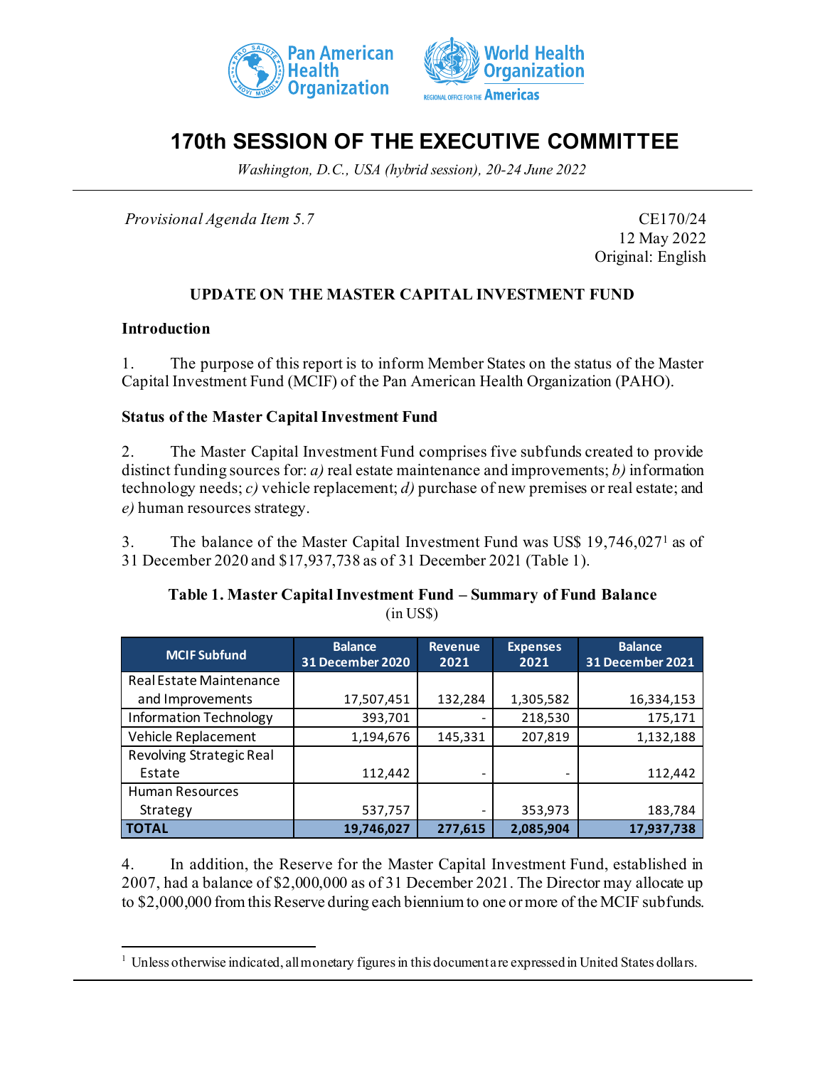# 170th SESSION OF THE EXECUTIVE COMMITTEE

*Washington, D.C., USA (hybrid session), 20-24 June 2022*

*Provisional Agenda Item 5.7*

CE170/24
12 May 2022
Original: English

## UPDATE ON THE MASTER CAPITAL INVESTMENT FUND

### Introduction

1. The purpose of this report is to inform Member States on the status of the Master Capital Investment Fund (MCIF) of the Pan American Health Organization (PAHO).

### Status of the Master Capital Investment Fund

2. The Master Capital Investment Fund comprises five subfunds created to provide distinct funding sources for: *a)* real estate maintenance and improvements; *b)* information technology needs; *c)* vehicle replacement; *d)* purchase of new premises or real estate; and *e)* human resources strategy.

3. The balance of the Master Capital Investment Fund was US$ 19,746,027[1] as of 31 December 2020 and $17,937,738 as of 31 December 2021 (Table 1).

**Table 1. Master Capital Investment Fund – Summary of Fund Balance**
(in US$)

| MCIF Subfund | Balance 31 December 2020 | Revenue 2021 | Expenses 2021 | Balance 31 December 2021 |
|---|---|---|---|---|
| Real Estate Maintenance and Improvements | 17,507,451 | 132,284 | 1,305,582 | 16,334,153 |
| Information Technology | 393,701 | - | 218,530 | 175,171 |
| Vehicle Replacement | 1,194,676 | 145,331 | 207,819 | 1,132,188 |
| Revolving Strategic Real Estate | 112,442 | - | - | 112,442 |
| Human Resources Strategy | 537,757 | - | 353,973 | 183,784 |
| **TOTAL** | **19,746,027** | **277,615** | **2,085,904** | **17,937,738** |

4. In addition, the Reserve for the Master Capital Investment Fund, established in 2007, had a balance of $2,000,000 as of 31 December 2021. The Director may allocate up to $2,000,000 from this Reserve during each biennium to one or more of the MCIF subfunds.

[1] Unless otherwise indicated, all monetary figures in this document are expressed in United States dollars.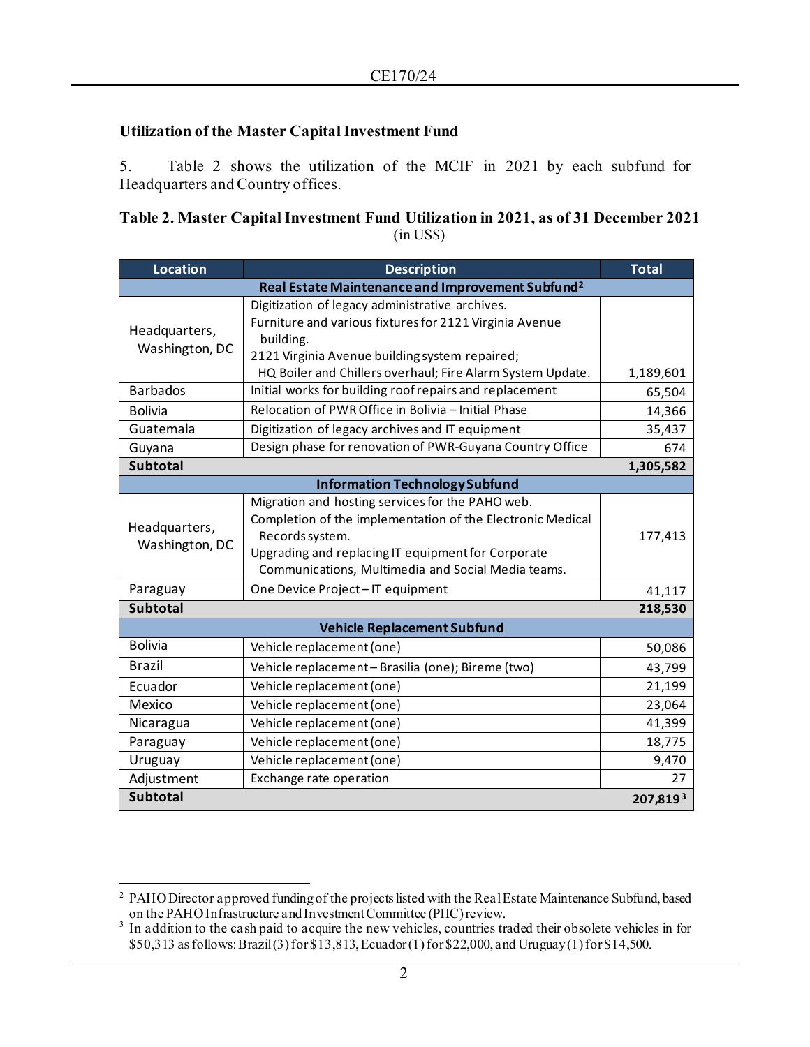### Utilization of the Master Capital Investment Fund

5. Table 2 shows the utilization of the MCIF in 2021 by each subfund for Headquarters and Country offices.

**Table 2. Master Capital Investment Fund Utilization in 2021, as of 31 December 2021**
(in US$)

| Location | Description | Total |
|---|---|---|
| **Real Estate Maintenance and Improvement Subfund[2]** | | |
| Headquarters, Washington, DC | Digitization of legacy administrative archives.<br>Furniture and various fixtures for 2121 Virginia Avenue building.<br>2121 Virginia Avenue building system repaired; HQ Boiler and Chillers overhaul; Fire Alarm System Update. | 1,189,601 |
| Barbados | Initial works for building roof repairs and replacement | 65,504 |
| Bolivia | Relocation of PWR Office in Bolivia – Initial Phase | 14,366 |
| Guatemala | Digitization of legacy archives and IT equipment | 35,437 |
| Guyana | Design phase for renovation of PWR-Guyana Country Office | 674 |
| **Subtotal** | | **1,305,582** |
| **Information Technology Subfund** | | |
| Headquarters, Washington, DC | Migration and hosting services for the PAHO web.<br>Completion of the implementation of the Electronic Medical Records system.<br>Upgrading and replacing IT equipment for Corporate Communications, Multimedia and Social Media teams. | 177,413 |
| Paraguay | One Device Project – IT equipment | 41,117 |
| **Subtotal** | | **218,530** |
| **Vehicle Replacement Subfund** | | |
| Bolivia | Vehicle replacement (one) | 50,086 |
| Brazil | Vehicle replacement – Brasilia (one); Bireme (two) | 43,799 |
| Ecuador | Vehicle replacement (one) | 21,199 |
| Mexico | Vehicle replacement (one) | 23,064 |
| Nicaragua | Vehicle replacement (one) | 41,399 |
| Paraguay | Vehicle replacement (one) | 18,775 |
| Uruguay | Vehicle replacement (one) | 9,470 |
| Adjustment | Exchange rate operation | 27 |
| **Subtotal** | | **207,819[3]** |

[2] PAHO Director approved funding of the projects listed with the Real Estate Maintenance Subfund, based on the PAHO Infrastructure and Investment Committee (PIIC) review.

[3] In addition to the cash paid to acquire the new vehicles, countries traded their obsolete vehicles in for $50,313 as follows: Brazil (3) for $13,813, Ecuador (1) for $22,000, and Uruguay (1) for $14,500.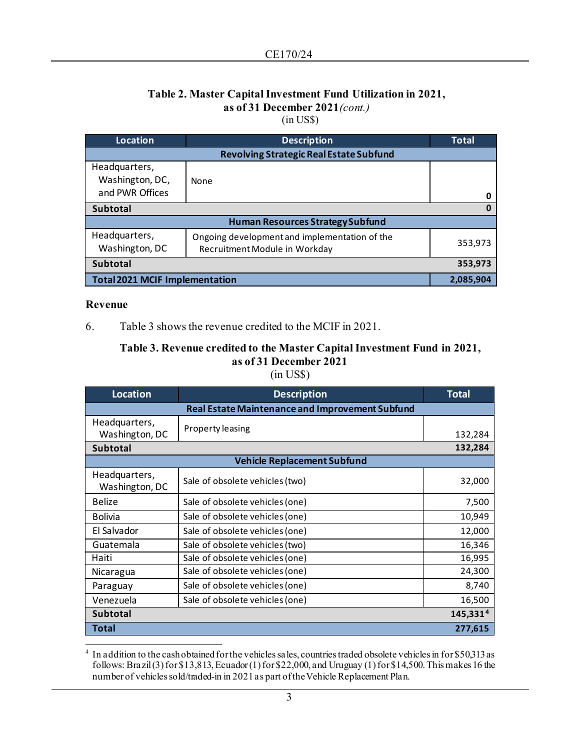**Table 2. Master Capital Investment Fund Utilization in 2021, as of 31 December 2021** *(cont.)*
(in US$)

| Location | Description | Total |
|---|---|---|
| **Revolving Strategic Real Estate Subfund** | | |
| Headquarters, Washington, DC, and PWR Offices | None | 0 |
| **Subtotal** | | **0** |
| **Human Resources Strategy Subfund** | | |
| Headquarters, Washington, DC | Ongoing development and implementation of the Recruitment Module in Workday | 353,973 |
| **Subtotal** | | **353,973** |
| **Total 2021 MCIF Implementation** | | **2,085,904** |

### Revenue

6. Table 3 shows the revenue credited to the MCIF in 2021.

**Table 3. Revenue credited to the Master Capital Investment Fund in 2021, as of 31 December 2021**
(in US$)

| Location | Description | Total |
|---|---|---|
| **Real Estate Maintenance and Improvement Subfund** | | |
| Headquarters, Washington, DC | Property leasing | 132,284 |
| **Subtotal** | | **132,284** |
| **Vehicle Replacement Subfund** | | |
| Headquarters, Washington, DC | Sale of obsolete vehicles (two) | 32,000 |
| Belize | Sale of obsolete vehicles (one) | 7,500 |
| Bolivia | Sale of obsolete vehicles (one) | 10,949 |
| El Salvador | Sale of obsolete vehicles (one) | 12,000 |
| Guatemala | Sale of obsolete vehicles (two) | 16,346 |
| Haiti | Sale of obsolete vehicles (one) | 16,995 |
| Nicaragua | Sale of obsolete vehicles (one) | 24,300 |
| Paraguay | Sale of obsolete vehicles (one) | 8,740 |
| Venezuela | Sale of obsolete vehicles (one) | 16,500 |
| **Subtotal** | | **145,331**[4] |
| **Total** | | **277,615** |

[4] In addition to the cash obtained for the vehicles sales, countries traded obsolete vehicles in for $50,313 as follows: Brazil (3) for $13,813, Ecuador (1) for $22,000, and Uruguay (1) for $14,500. This makes 16 the number of vehicles sold/traded-in in 2021 as part of the Vehicle Replacement Plan.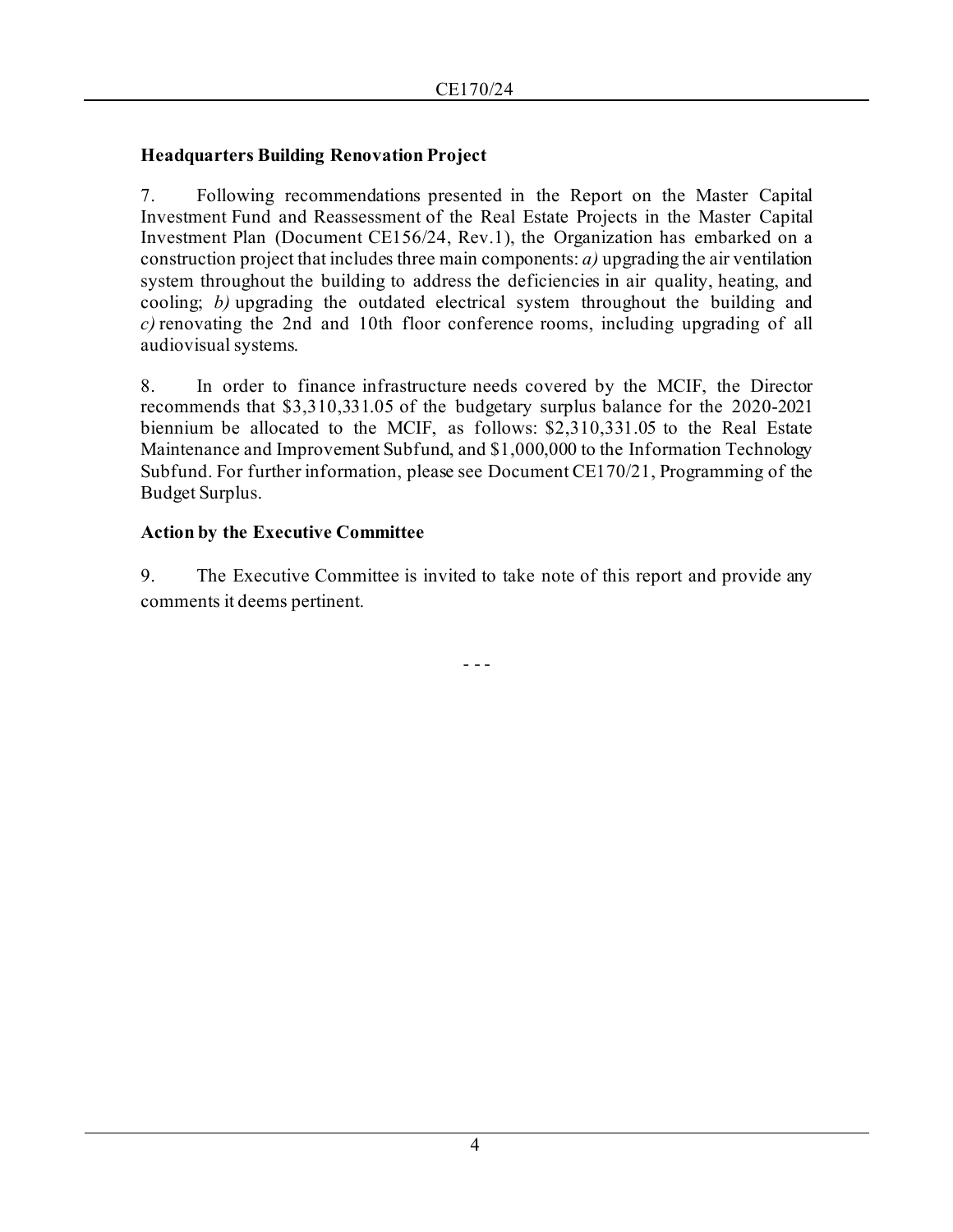### Headquarters Building Renovation Project

7. Following recommendations presented in the Report on the Master Capital Investment Fund and Reassessment of the Real Estate Projects in the Master Capital Investment Plan (Document CE156/24, Rev.1), the Organization has embarked on a construction project that includes three main components: *a)* upgrading the air ventilation system throughout the building to address the deficiencies in air quality, heating, and cooling; *b)* upgrading the outdated electrical system throughout the building and *c)* renovating the 2nd and 10th floor conference rooms, including upgrading of all audiovisual systems.

8. In order to finance infrastructure needs covered by the MCIF, the Director recommends that $3,310,331.05 of the budgetary surplus balance for the 2020-2021 biennium be allocated to the MCIF, as follows: $2,310,331.05 to the Real Estate Maintenance and Improvement Subfund, and $1,000,000 to the Information Technology Subfund. For further information, please see Document CE170/21, Programming of the Budget Surplus.

### Action by the Executive Committee

9. The Executive Committee is invited to take note of this report and provide any comments it deems pertinent.

- - -